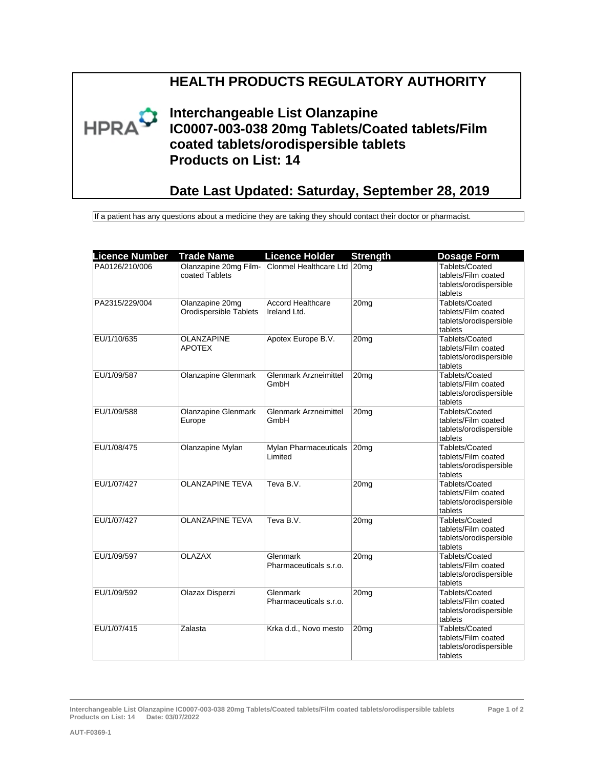# HEALTH PRODUCTS REGULATORY AUTHORITY

## Interchangeable List Olanzapine IC0007-003-038 20mg Tablets/Coated tablets/Film coated tablets/orodispersible tablets
## Products on List: 14

## Date Last Updated: Saturday, September 28, 2019

If a patient has any questions about a medicine they are taking they should contact their doctor or pharmacist.

| Licence Number | Trade Name | Licence Holder | Strength | Dosage Form |
|---|---|---|---|---|
| PA0126/210/006 | Olanzapine 20mg Film-coated Tablets | Clonmel Healthcare Ltd | 20mg | Tablets/Coated tablets/Film coated tablets/orodispersible tablets |
| PA2315/229/004 | Olanzapine 20mg Orodispersible Tablets | Accord Healthcare Ireland Ltd. | 20mg | Tablets/Coated tablets/Film coated tablets/orodispersible tablets |
| EU/1/10/635 | OLANZAPINE APOTEX | Apotex Europe B.V. | 20mg | Tablets/Coated tablets/Film coated tablets/orodispersible tablets |
| EU/1/09/587 | Olanzapine Glenmark | Glenmark Arzneimittel GmbH | 20mg | Tablets/Coated tablets/Film coated tablets/orodispersible tablets |
| EU/1/09/588 | Olanzapine Glenmark Europe | Glenmark Arzneimittel GmbH | 20mg | Tablets/Coated tablets/Film coated tablets/orodispersible tablets |
| EU/1/08/475 | Olanzapine Mylan | Mylan Pharmaceuticals Limited | 20mg | Tablets/Coated tablets/Film coated tablets/orodispersible tablets |
| EU/1/07/427 | OLANZAPINE TEVA | Teva B.V. | 20mg | Tablets/Coated tablets/Film coated tablets/orodispersible tablets |
| EU/1/07/427 | OLANZAPINE TEVA | Teva B.V. | 20mg | Tablets/Coated tablets/Film coated tablets/orodispersible tablets |
| EU/1/09/597 | OLAZAX | Glenmark Pharmaceuticals s.r.o. | 20mg | Tablets/Coated tablets/Film coated tablets/orodispersible tablets |
| EU/1/09/592 | Olazax Disperzi | Glenmark Pharmaceuticals s.r.o. | 20mg | Tablets/Coated tablets/Film coated tablets/orodispersible tablets |
| EU/1/07/415 | Zalasta | Krka d.d., Novo mesto | 20mg | Tablets/Coated tablets/Film coated tablets/orodispersible tablets |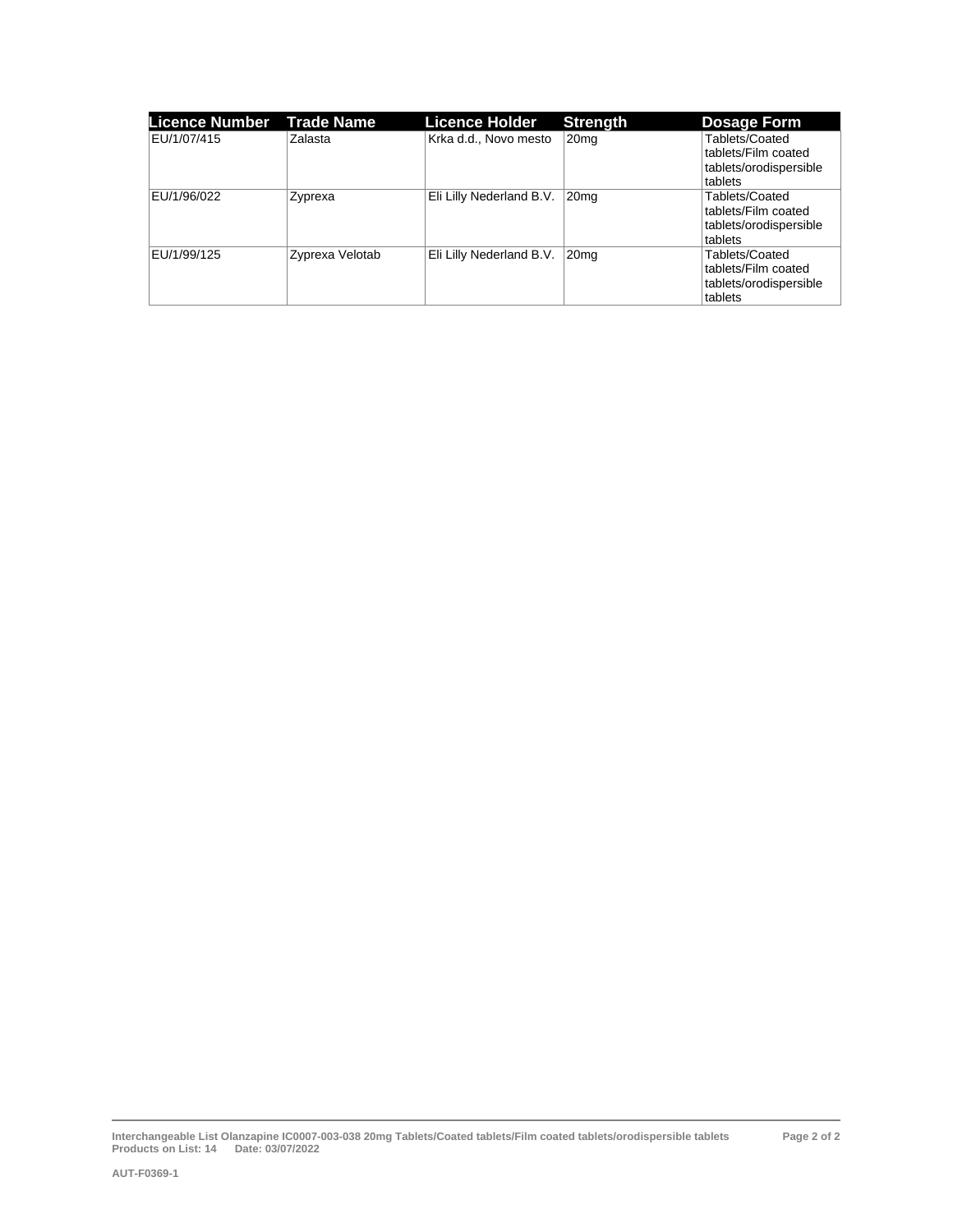| Licence Number | Trade Name | Licence Holder | Strength | Dosage Form |
|---|---|---|---|---|
| EU/1/07/415 | Zalasta | Krka d.d., Novo mesto | 20mg | Tablets/Coated tablets/Film coated tablets/orodispersible tablets |
| EU/1/96/022 | Zyprexa | Eli Lilly Nederland B.V. | 20mg | Tablets/Coated tablets/Film coated tablets/orodispersible tablets |
| EU/1/99/125 | Zyprexa Velotab | Eli Lilly Nederland B.V. | 20mg | Tablets/Coated tablets/Film coated tablets/orodispersible tablets |